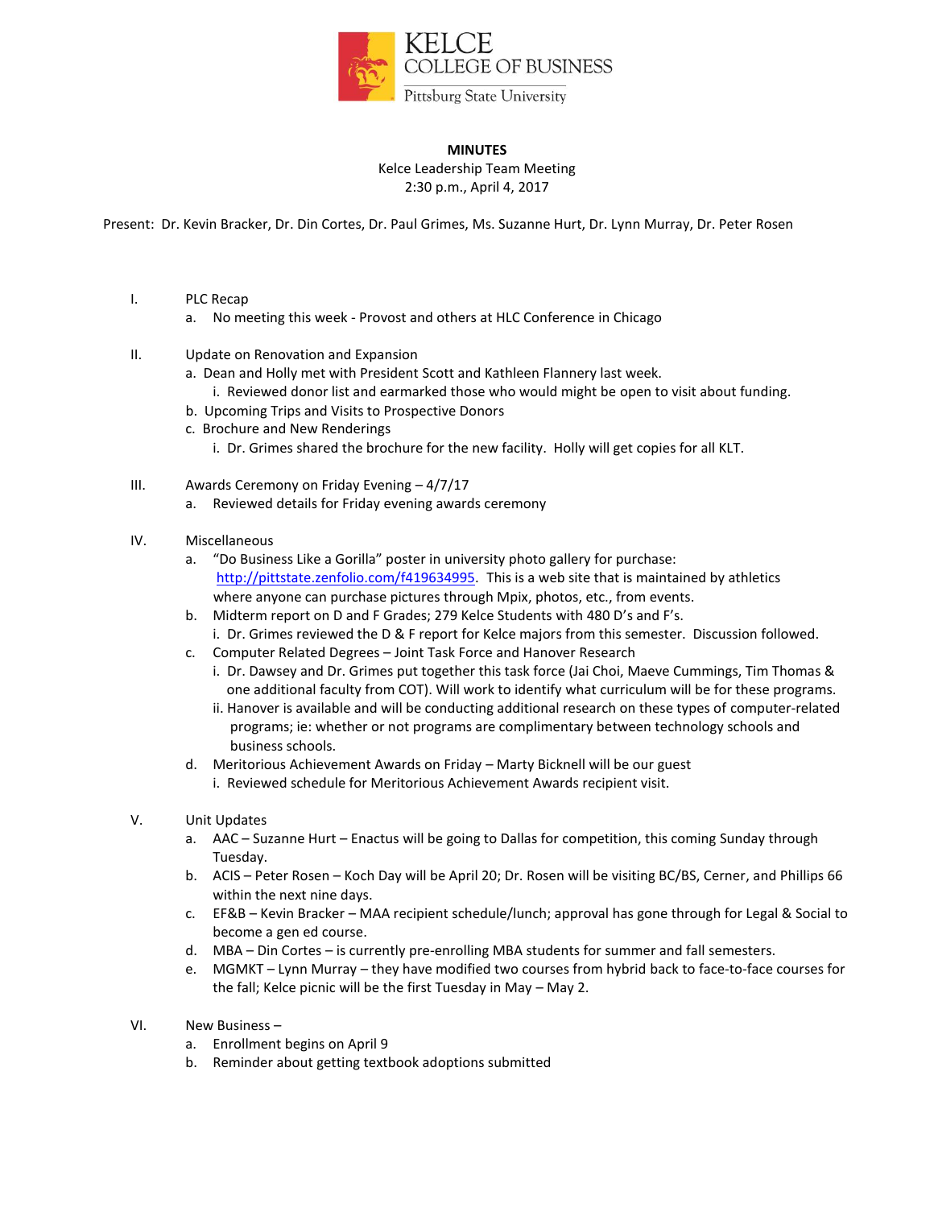KELCE COLLEGE OF BUSINESS
Pittsburg State University

**MINUTES**

Kelce Leadership Team Meeting
2:30 p.m., April 4, 2017

Present: Dr. Kevin Bracker, Dr. Din Cortes, Dr. Paul Grimes, Ms. Suzanne Hurt, Dr. Lynn Murray, Dr. Peter Rosen

I. PLC Recap
   a. No meeting this week - Provost and others at HLC Conference in Chicago

II. Update on Renovation and Expansion
   a. Dean and Holly met with President Scott and Kathleen Flannery last week.
      i. Reviewed donor list and earmarked those who would might be open to visit about funding.
   b. Upcoming Trips and Visits to Prospective Donors
   c. Brochure and New Renderings
      i. Dr. Grimes shared the brochure for the new facility. Holly will get copies for all KLT.

III. Awards Ceremony on Friday Evening – 4/7/17
   a. Reviewed details for Friday evening awards ceremony

IV. Miscellaneous
   a. "Do Business Like a Gorilla" poster in university photo gallery for purchase: http://pittstate.zenfolio.com/f419634995. This is a web site that is maintained by athletics where anyone can purchase pictures through Mpix, photos, etc., from events.
   b. Midterm report on D and F Grades; 279 Kelce Students with 480 D's and F's.
      i. Dr. Grimes reviewed the D & F report for Kelce majors from this semester. Discussion followed.
   c. Computer Related Degrees – Joint Task Force and Hanover Research
      i. Dr. Dawsey and Dr. Grimes put together this task force (Jai Choi, Maeve Cummings, Tim Thomas & one additional faculty from COT). Will work to identify what curriculum will be for these programs.
      ii. Hanover is available and will be conducting additional research on these types of computer-related programs; ie: whether or not programs are complimentary between technology schools and business schools.
   d. Meritorious Achievement Awards on Friday – Marty Bicknell will be our guest
      i. Reviewed schedule for Meritorious Achievement Awards recipient visit.

V. Unit Updates
   a. AAC – Suzanne Hurt – Enactus will be going to Dallas for competition, this coming Sunday through Tuesday.
   b. ACIS – Peter Rosen – Koch Day will be April 20; Dr. Rosen will be visiting BC/BS, Cerner, and Phillips 66 within the next nine days.
   c. EF&B – Kevin Bracker – MAA recipient schedule/lunch; approval has gone through for Legal & Social to become a gen ed course.
   d. MBA – Din Cortes – is currently pre-enrolling MBA students for summer and fall semesters.
   e. MGMKT – Lynn Murray – they have modified two courses from hybrid back to face-to-face courses for the fall; Kelce picnic will be the first Tuesday in May – May 2.

VI. New Business –
   a. Enrollment begins on April 9
   b. Reminder about getting textbook adoptions submitted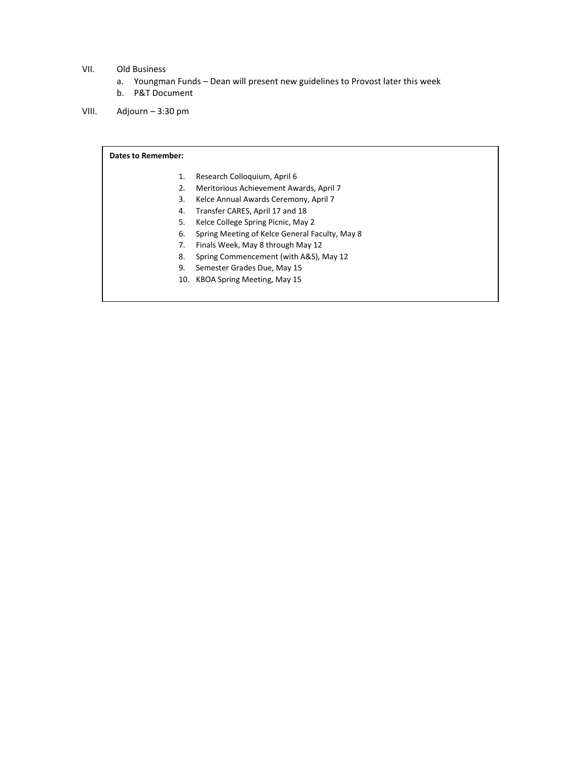VII. Old Business

a. Youngman Funds – Dean will present new guidelines to Provost later this week
b. P&T Document

VIII. Adjourn – 3:30 pm

**Dates to Remember:**

1. Research Colloquium, April 6
2. Meritorious Achievement Awards, April 7
3. Kelce Annual Awards Ceremony, April 7
4. Transfer CARES, April 17 and 18
5. Kelce College Spring Picnic, May 2
6. Spring Meeting of Kelce General Faculty, May 8
7. Finals Week, May 8 through May 12
8. Spring Commencement (with A&S), May 12
9. Semester Grades Due, May 15
10. KBOA Spring Meeting, May 15